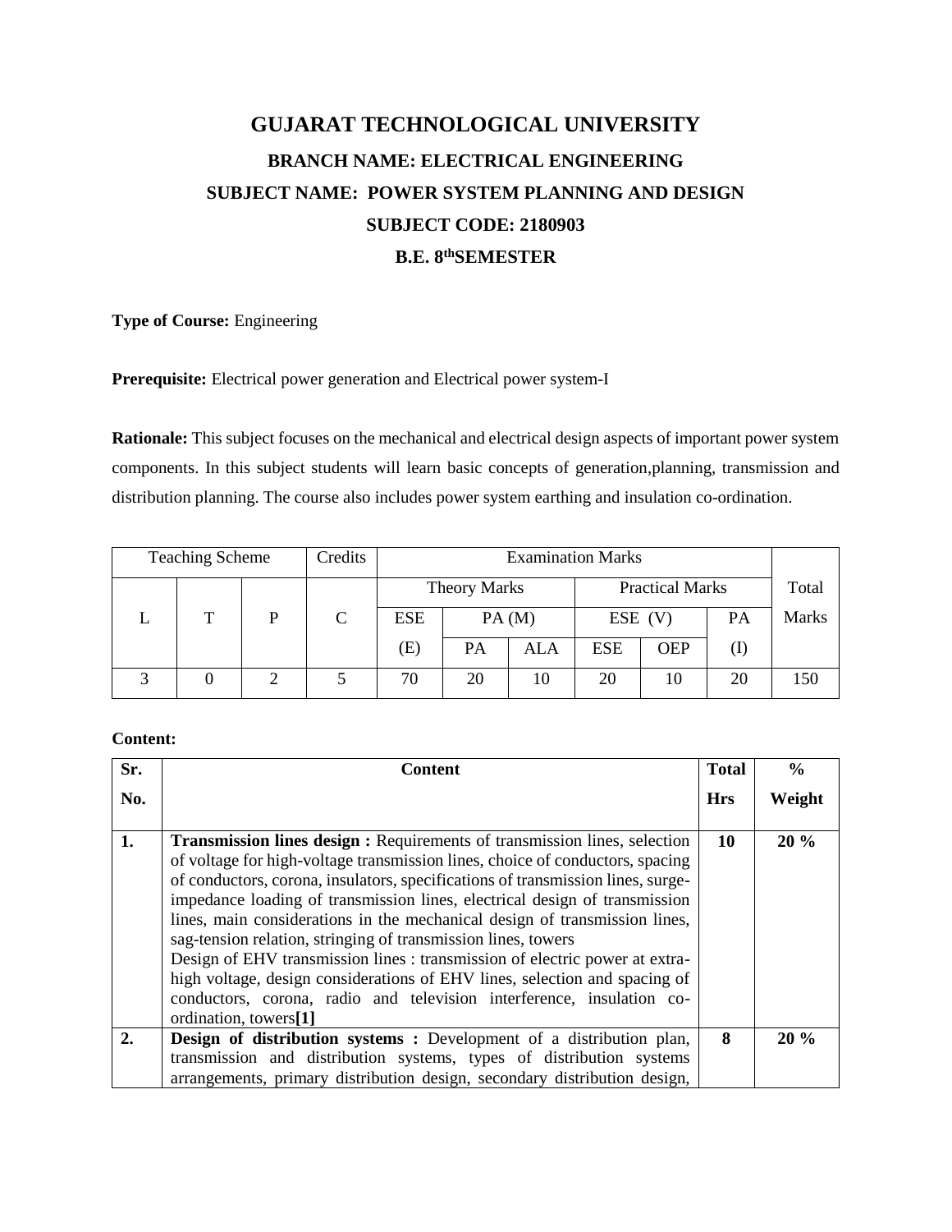# GUJARAT TECHNOLOGICAL UNIVERSITY

## BRANCH NAME: ELECTRICAL ENGINEERING

## SUBJECT NAME: POWER SYSTEM PLANNING AND DESIGN

## SUBJECT CODE: 2180903

## B.E. 8thSEMESTER

**Type of Course:** Engineering

**Prerequisite:** Electrical power generation and Electrical power system-I

**Rationale:** This subject focuses on the mechanical and electrical design aspects of important power system components. In this subject students will learn basic concepts of generation,planning, transmission and distribution planning. The course also includes power system earthing and insulation co-ordination.

| Teaching Scheme | | | Credits | Examination Marks | | | | | | Total Marks |
|---|---|---|---|---|---|---|---|---|---|---|
| | | | | Theory Marks | | | Practical Marks | | | |
| L | T | P | C | ESE (E) | PA (M) | | ESE (V) | | PA (I) | |
| | | | | | PA | ALA | ESE | OEP | | |
| 3 | 0 | 2 | 5 | 70 | 20 | 10 | 20 | 10 | 20 | 150 |

**Content:**

| Sr. No. | Content | Total Hrs | % Weight |
|---|---|---|---|
| **1.** | **Transmission lines design :** Requirements of transmission lines, selection of voltage for high-voltage transmission lines, choice of conductors, spacing of conductors, corona, insulators, specifications of transmission lines, surge-impedance loading of transmission lines, electrical design of transmission lines, main considerations in the mechanical design of transmission lines, sag-tension relation, stringing of transmission lines, towers<br>Design of EHV transmission lines : transmission of electric power at extra-high voltage, design considerations of EHV lines, selection and spacing of conductors, corona, radio and television interference, insulation co-ordination, towers**[1]** | **10** | **20 %** |
| **2.** | **Design of distribution systems :** Development of a distribution plan, transmission and distribution systems, types of distribution systems arrangements, primary distribution design, secondary distribution design, | **8** | **20 %** |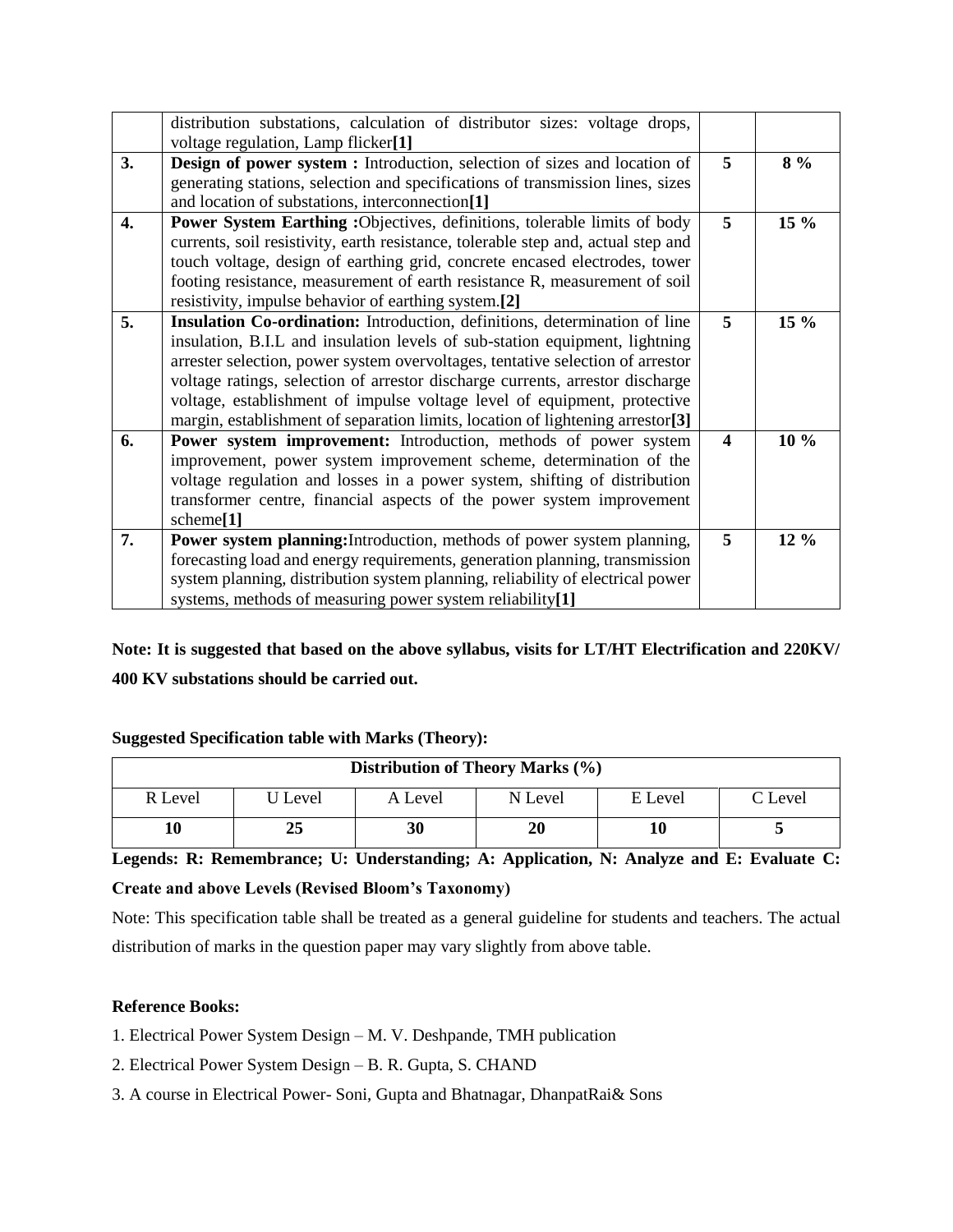|  |  |  |  |
|---|---|---|---|
|  | distribution substations, calculation of distributor sizes: voltage drops, voltage regulation, Lamp flicker**[1]** |  |  |
| **3.** | **Design of power system :** Introduction, selection of sizes and location of generating stations, selection and specifications of transmission lines, sizes and location of substations, interconnection**[1]** | **5** | **8 %** |
| **4.** | **Power System Earthing :**Objectives, definitions, tolerable limits of body currents, soil resistivity, earth resistance, tolerable step and, actual step and touch voltage, design of earthing grid, concrete encased electrodes, tower footing resistance, measurement of earth resistance R, measurement of soil resistivity, impulse behavior of earthing system.**[2]** | **5** | **15 %** |
| **5.** | **Insulation Co-ordination:** Introduction, definitions, determination of line insulation, B.I.L and insulation levels of sub-station equipment, lightning arrester selection, power system overvoltages, tentative selection of arrestor voltage ratings, selection of arrestor discharge currents, arrestor discharge voltage, establishment of impulse voltage level of equipment, protective margin, establishment of separation limits, location of lightening arrestor**[3]** | **5** | **15 %** |
| **6.** | **Power system improvement:** Introduction, methods of power system improvement, power system improvement scheme, determination of the voltage regulation and losses in a power system, shifting of distribution transformer centre, financial aspects of the power system improvement scheme**[1]** | **4** | **10 %** |
| **7.** | **Power system planning:**Introduction, methods of power system planning, forecasting load and energy requirements, generation planning, transmission system planning, distribution system planning, reliability of electrical power systems, methods of measuring power system reliability**[1]** | **5** | **12 %** |

**Note: It is suggested that based on the above syllabus, visits for LT/HT Electrification and 220KV/ 400 KV substations should be carried out.**

**Suggested Specification table with Marks (Theory):**

| Distribution of Theory Marks (%) | | | | | |
|---|---|---|---|---|---|
| R Level | U Level | A Level | N Level | E Level | C Level |
| **10** | **25** | **30** | **20** | **10** | **5** |

**Legends: R: Remembrance; U: Understanding; A: Application, N: Analyze and E: Evaluate C: Create and above Levels (Revised Bloom's Taxonomy)**

Note: This specification table shall be treated as a general guideline for students and teachers. The actual distribution of marks in the question paper may vary slightly from above table.

**Reference Books:**

1. Electrical Power System Design – M. V. Deshpande, TMH publication
2. Electrical Power System Design – B. R. Gupta, S. CHAND
3. A course in Electrical Power- Soni, Gupta and Bhatnagar, DhanpatRai& Sons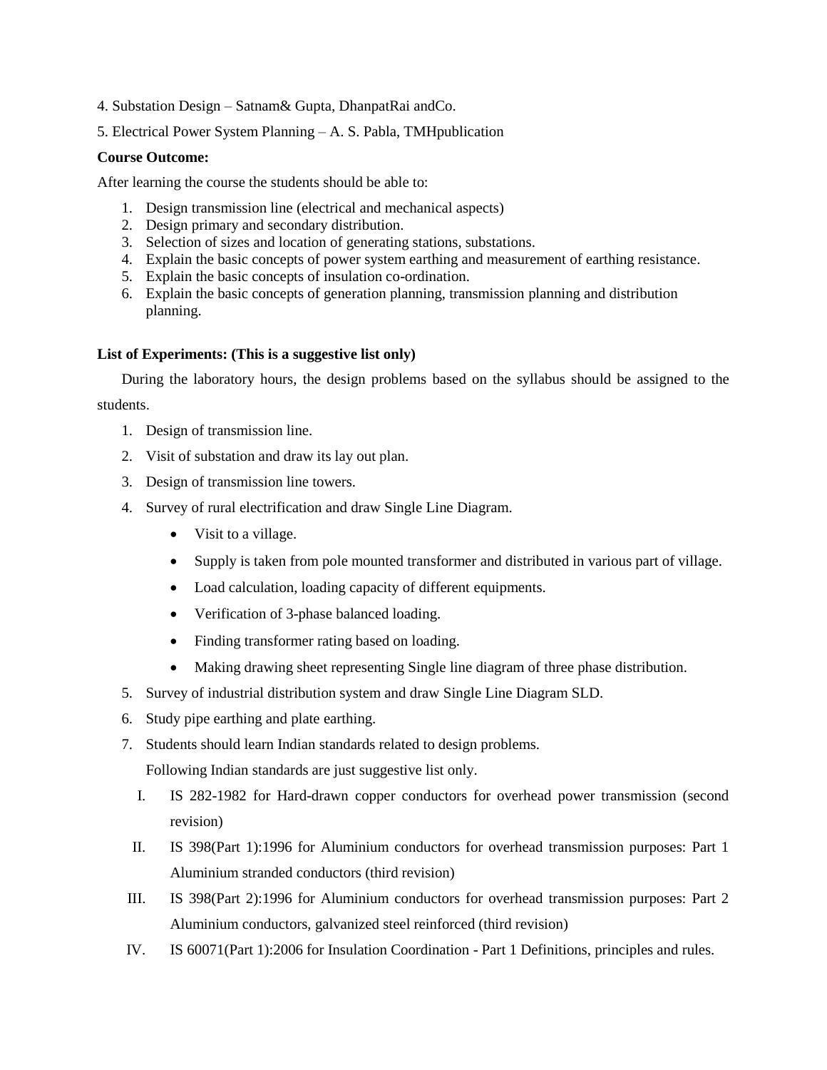4. Substation Design – Satnam& Gupta, DhanpatRai andCo.

5. Electrical Power System Planning – A. S. Pabla, TMHpublication

**Course Outcome:**

After learning the course the students should be able to:

1. Design transmission line (electrical and mechanical aspects)
2. Design primary and secondary distribution.
3. Selection of sizes and location of generating stations, substations.
4. Explain the basic concepts of power system earthing and measurement of earthing resistance.
5. Explain the basic concepts of insulation co-ordination.
6. Explain the basic concepts of generation planning, transmission planning and distribution planning.

**List of Experiments: (This is a suggestive list only)**

During the laboratory hours, the design problems based on the syllabus should be assigned to the students.

1. Design of transmission line.
2. Visit of substation and draw its lay out plan.
3. Design of transmission line towers.
4. Survey of rural electrification and draw Single Line Diagram.
   - Visit to a village.
   - Supply is taken from pole mounted transformer and distributed in various part of village.
   - Load calculation, loading capacity of different equipments.
   - Verification of 3-phase balanced loading.
   - Finding transformer rating based on loading.
   - Making drawing sheet representing Single line diagram of three phase distribution.
5. Survey of industrial distribution system and draw Single Line Diagram SLD.
6. Study pipe earthing and plate earthing.
7. Students should learn Indian standards related to design problems.

   Following Indian standards are just suggestive list only.

   I. IS 282-1982 for Hard-drawn copper conductors for overhead power transmission (second revision)

   II. IS 398(Part 1):1996 for Aluminium conductors for overhead transmission purposes: Part 1 Aluminium stranded conductors (third revision)

   III. IS 398(Part 2):1996 for Aluminium conductors for overhead transmission purposes: Part 2 Aluminium conductors, galvanized steel reinforced (third revision)

   IV. IS 60071(Part 1):2006 for Insulation Coordination - Part 1 Definitions, principles and rules.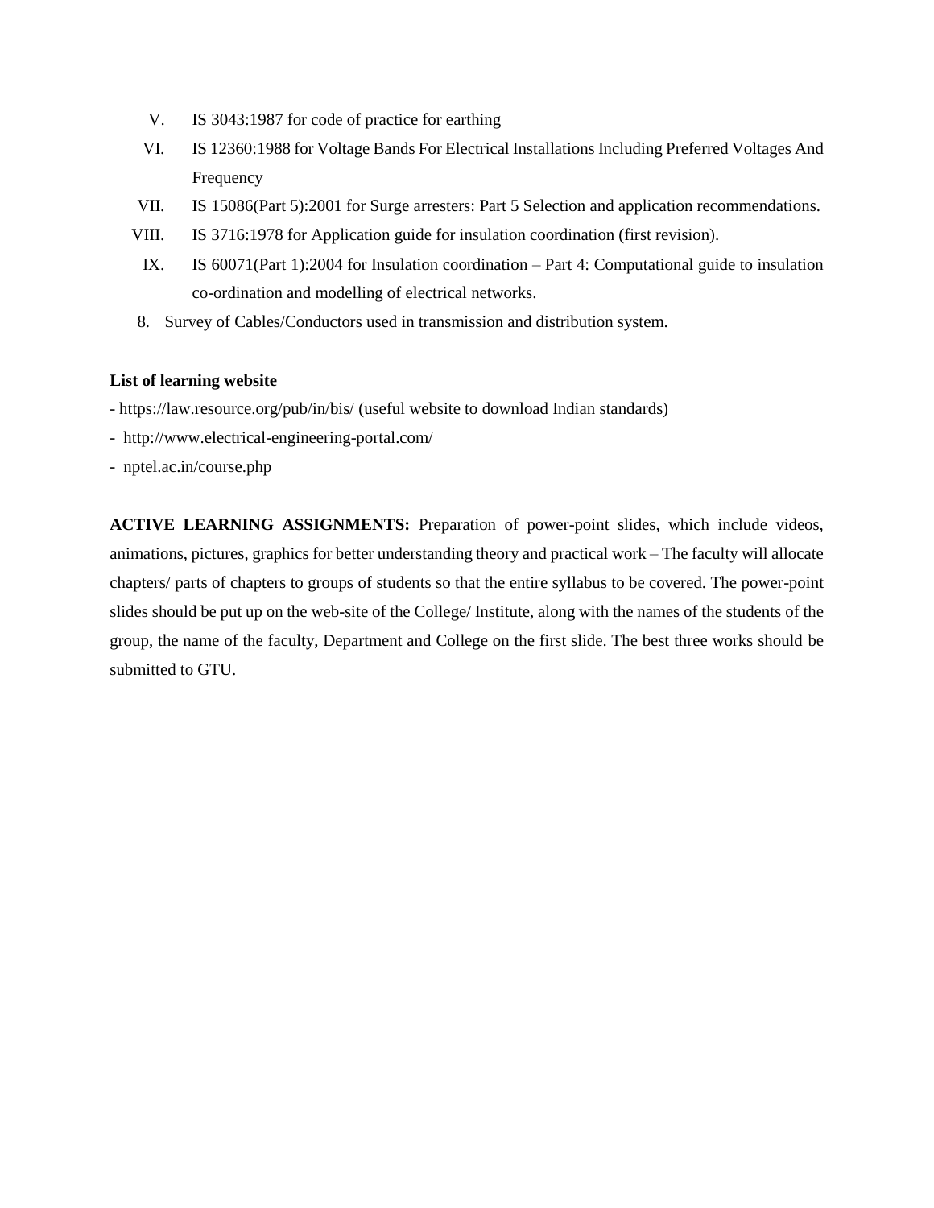V. IS 3043:1987 for code of practice for earthing

VI. IS 12360:1988 for Voltage Bands For Electrical Installations Including Preferred Voltages And Frequency

VII. IS 15086(Part 5):2001 for Surge arresters: Part 5 Selection and application recommendations.

VIII. IS 3716:1978 for Application guide for insulation coordination (first revision).

IX. IS 60071(Part 1):2004 for Insulation coordination – Part 4: Computational guide to insulation co-ordination and modelling of electrical networks.

8. Survey of Cables/Conductors used in transmission and distribution system.

**List of learning website**

- https://law.resource.org/pub/in/bis/ (useful website to download Indian standards)
- http://www.electrical-engineering-portal.com/
- nptel.ac.in/course.php

**ACTIVE LEARNING ASSIGNMENTS:** Preparation of power-point slides, which include videos, animations, pictures, graphics for better understanding theory and practical work – The faculty will allocate chapters/ parts of chapters to groups of students so that the entire syllabus to be covered. The power-point slides should be put up on the web-site of the College/ Institute, along with the names of the students of the group, the name of the faculty, Department and College on the first slide. The best three works should be submitted to GTU.